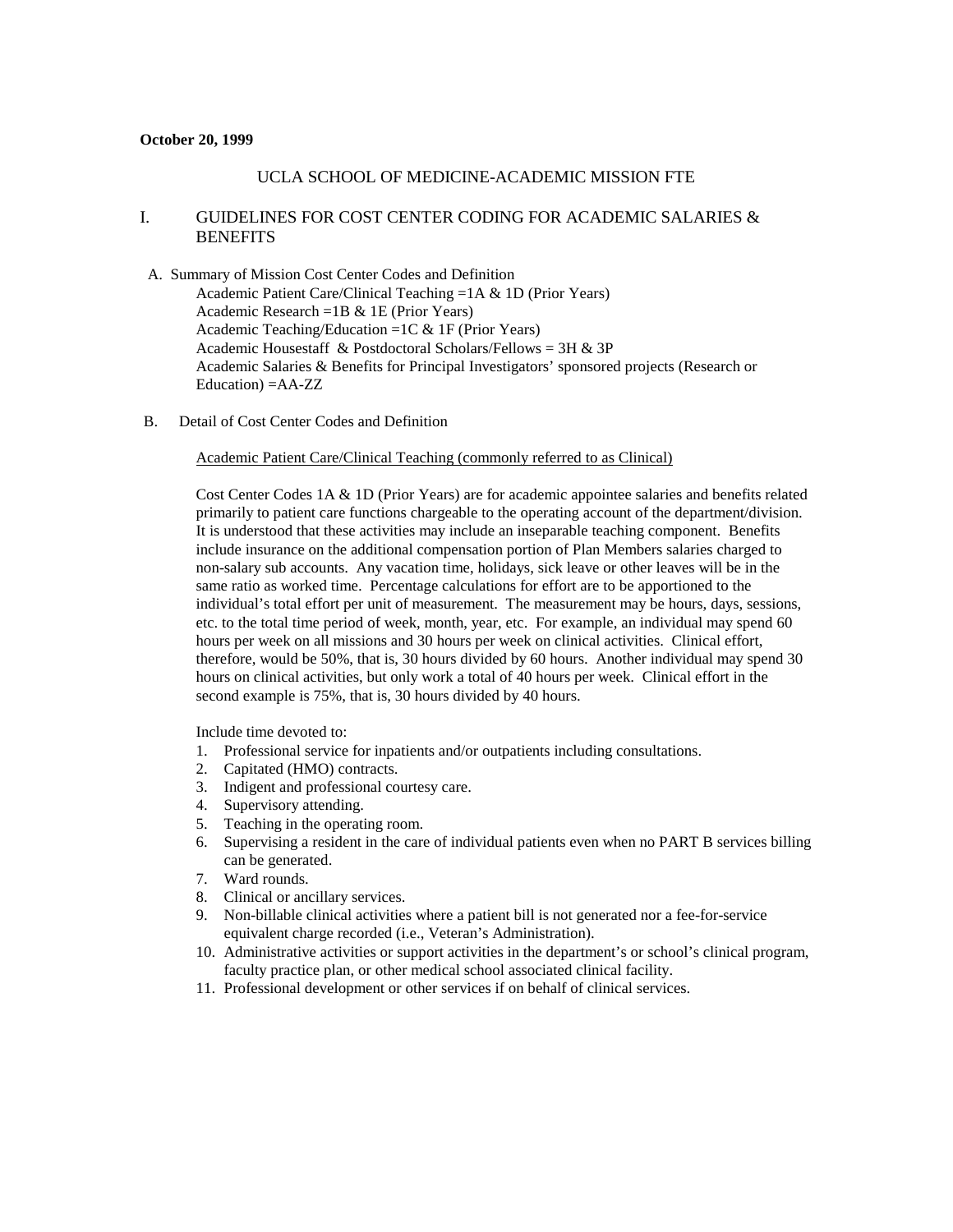**October 20, 1999**

# UCLA SCHOOL OF MEDICINE-ACADEMIC MISSION FTE

## I. GUIDELINES FOR COST CENTER CODING FOR ACADEMIC SALARIES & BENEFITS

A. Summary of Mission Cost Center Codes and Definition

Academic Patient Care/Clinical Teaching =1A & 1D (Prior Years)
Academic Research =1B & 1E (Prior Years)
Academic Teaching/Education =1C & 1F (Prior Years)
Academic Housestaff & Postdoctoral Scholars/Fellows = 3H & 3P
Academic Salaries & Benefits for Principal Investigators' sponsored projects (Research or Education) =AA-ZZ

B. Detail of Cost Center Codes and Definition

<u>Academic Patient Care/Clinical Teaching (commonly referred to as Clinical)</u>

Cost Center Codes 1A & 1D (Prior Years) are for academic appointee salaries and benefits related primarily to patient care functions chargeable to the operating account of the department/division. It is understood that these activities may include an inseparable teaching component. Benefits include insurance on the additional compensation portion of Plan Members salaries charged to non-salary sub accounts. Any vacation time, holidays, sick leave or other leaves will be in the same ratio as worked time. Percentage calculations for effort are to be apportioned to the individual's total effort per unit of measurement. The measurement may be hours, days, sessions, etc. to the total time period of week, month, year, etc. For example, an individual may spend 60 hours per week on all missions and 30 hours per week on clinical activities. Clinical effort, therefore, would be 50%, that is, 30 hours divided by 60 hours. Another individual may spend 30 hours on clinical activities, but only work a total of 40 hours per week. Clinical effort in the second example is 75%, that is, 30 hours divided by 40 hours.

Include time devoted to:

1. Professional service for inpatients and/or outpatients including consultations.
2. Capitated (HMO) contracts.
3. Indigent and professional courtesy care.
4. Supervisory attending.
5. Teaching in the operating room.
6. Supervising a resident in the care of individual patients even when no PART B services billing can be generated.
7. Ward rounds.
8. Clinical or ancillary services.
9. Non-billable clinical activities where a patient bill is not generated nor a fee-for-service equivalent charge recorded (i.e., Veteran's Administration).
10. Administrative activities or support activities in the department's or school's clinical program, faculty practice plan, or other medical school associated clinical facility.
11. Professional development or other services if on behalf of clinical services.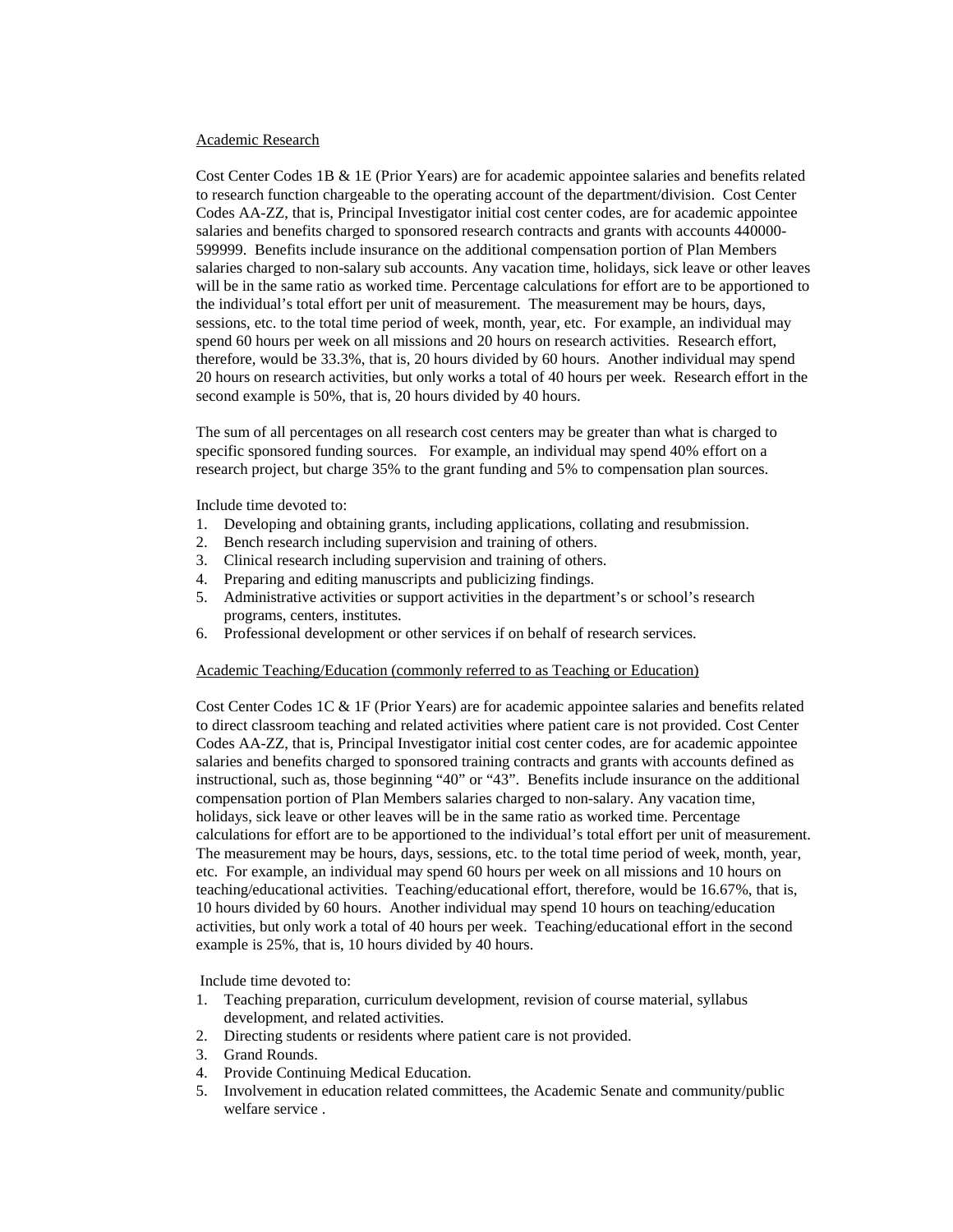<u>Academic Research</u>

Cost Center Codes 1B & 1E (Prior Years) are for academic appointee salaries and benefits related to research function chargeable to the operating account of the department/division. Cost Center Codes AA-ZZ, that is, Principal Investigator initial cost center codes, are for academic appointee salaries and benefits charged to sponsored research contracts and grants with accounts 440000-599999. Benefits include insurance on the additional compensation portion of Plan Members salaries charged to non-salary sub accounts. Any vacation time, holidays, sick leave or other leaves will be in the same ratio as worked time. Percentage calculations for effort are to be apportioned to the individual's total effort per unit of measurement. The measurement may be hours, days, sessions, etc. to the total time period of week, month, year, etc. For example, an individual may spend 60 hours per week on all missions and 20 hours on research activities. Research effort, therefore, would be 33.3%, that is, 20 hours divided by 60 hours. Another individual may spend 20 hours on research activities, but only works a total of 40 hours per week. Research effort in the second example is 50%, that is, 20 hours divided by 40 hours.

The sum of all percentages on all research cost centers may be greater than what is charged to specific sponsored funding sources. For example, an individual may spend 40% effort on a research project, but charge 35% to the grant funding and 5% to compensation plan sources.

Include time devoted to:

1. Developing and obtaining grants, including applications, collating and resubmission.
2. Bench research including supervision and training of others.
3. Clinical research including supervision and training of others.
4. Preparing and editing manuscripts and publicizing findings.
5. Administrative activities or support activities in the department's or school's research programs, centers, institutes.
6. Professional development or other services if on behalf of research services.

<u>Academic Teaching/Education (commonly referred to as Teaching or Education)</u>

Cost Center Codes 1C & 1F (Prior Years) are for academic appointee salaries and benefits related to direct classroom teaching and related activities where patient care is not provided. Cost Center Codes AA-ZZ, that is, Principal Investigator initial cost center codes, are for academic appointee salaries and benefits charged to sponsored training contracts and grants with accounts defined as instructional, such as, those beginning "40" or "43". Benefits include insurance on the additional compensation portion of Plan Members salaries charged to non-salary. Any vacation time, holidays, sick leave or other leaves will be in the same ratio as worked time. Percentage calculations for effort are to be apportioned to the individual's total effort per unit of measurement. The measurement may be hours, days, sessions, etc. to the total time period of week, month, year, etc. For example, an individual may spend 60 hours per week on all missions and 10 hours on teaching/educational activities. Teaching/educational effort, therefore, would be 16.67%, that is, 10 hours divided by 60 hours. Another individual may spend 10 hours on teaching/education activities, but only work a total of 40 hours per week. Teaching/educational effort in the second example is 25%, that is, 10 hours divided by 40 hours.

Include time devoted to:

1. Teaching preparation, curriculum development, revision of course material, syllabus development, and related activities.
2. Directing students or residents where patient care is not provided.
3. Grand Rounds.
4. Provide Continuing Medical Education.
5. Involvement in education related committees, the Academic Senate and community/public welfare service .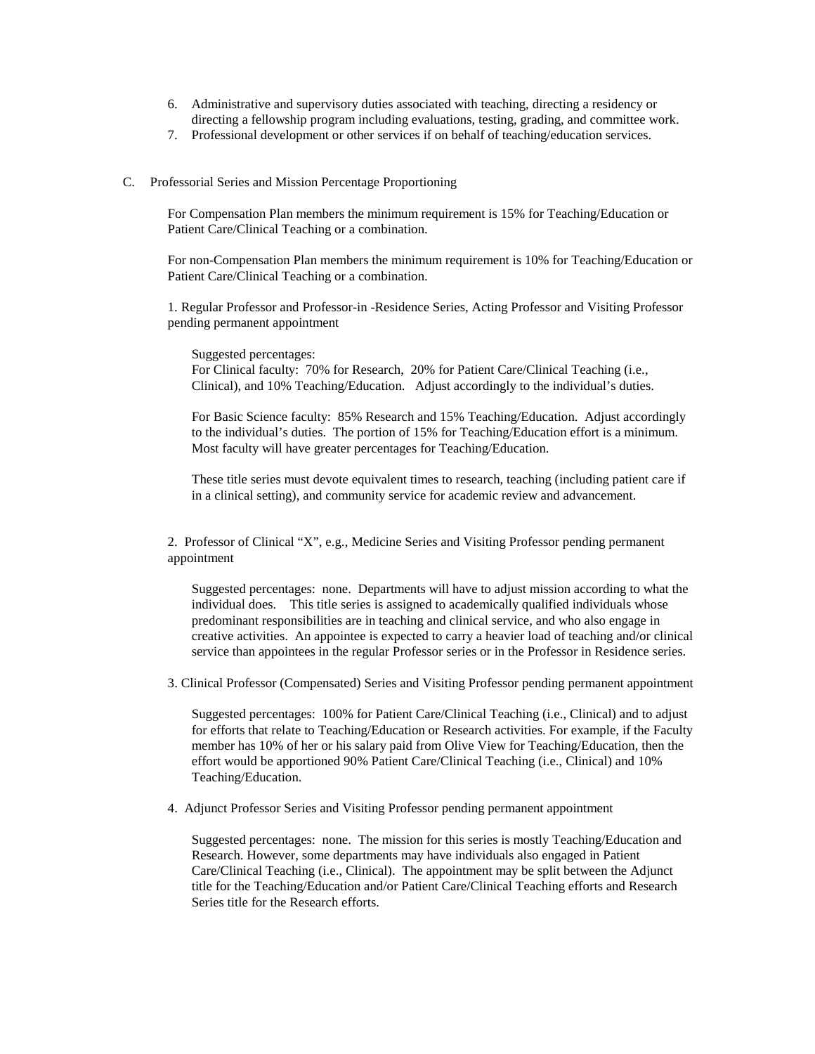6. Administrative and supervisory duties associated with teaching, directing a residency or directing a fellowship program including evaluations, testing, grading, and committee work.
7. Professional development or other services if on behalf of teaching/education services.

C. Professorial Series and Mission Percentage Proportioning

For Compensation Plan members the minimum requirement is 15% for Teaching/Education or Patient Care/Clinical Teaching or a combination.

For non-Compensation Plan members the minimum requirement is 10% for Teaching/Education or Patient Care/Clinical Teaching or a combination.

1. Regular Professor and Professor-in -Residence Series, Acting Professor and Visiting Professor pending permanent appointment

   Suggested percentages:
   For Clinical faculty: 70% for Research, 20% for Patient Care/Clinical Teaching (i.e., Clinical), and 10% Teaching/Education. Adjust accordingly to the individual's duties.

   For Basic Science faculty: 85% Research and 15% Teaching/Education. Adjust accordingly to the individual's duties. The portion of 15% for Teaching/Education effort is a minimum. Most faculty will have greater percentages for Teaching/Education.

   These title series must devote equivalent times to research, teaching (including patient care if in a clinical setting), and community service for academic review and advancement.

2. Professor of Clinical "X", e.g., Medicine Series and Visiting Professor pending permanent appointment

   Suggested percentages: none. Departments will have to adjust mission according to what the individual does. This title series is assigned to academically qualified individuals whose predominant responsibilities are in teaching and clinical service, and who also engage in creative activities. An appointee is expected to carry a heavier load of teaching and/or clinical service than appointees in the regular Professor series or in the Professor in Residence series.

3. Clinical Professor (Compensated) Series and Visiting Professor pending permanent appointment

   Suggested percentages: 100% for Patient Care/Clinical Teaching (i.e., Clinical) and to adjust for efforts that relate to Teaching/Education or Research activities. For example, if the Faculty member has 10% of her or his salary paid from Olive View for Teaching/Education, then the effort would be apportioned 90% Patient Care/Clinical Teaching (i.e., Clinical) and 10% Teaching/Education.

4. Adjunct Professor Series and Visiting Professor pending permanent appointment

   Suggested percentages: none. The mission for this series is mostly Teaching/Education and Research. However, some departments may have individuals also engaged in Patient Care/Clinical Teaching (i.e., Clinical). The appointment may be split between the Adjunct title for the Teaching/Education and/or Patient Care/Clinical Teaching efforts and Research Series title for the Research efforts.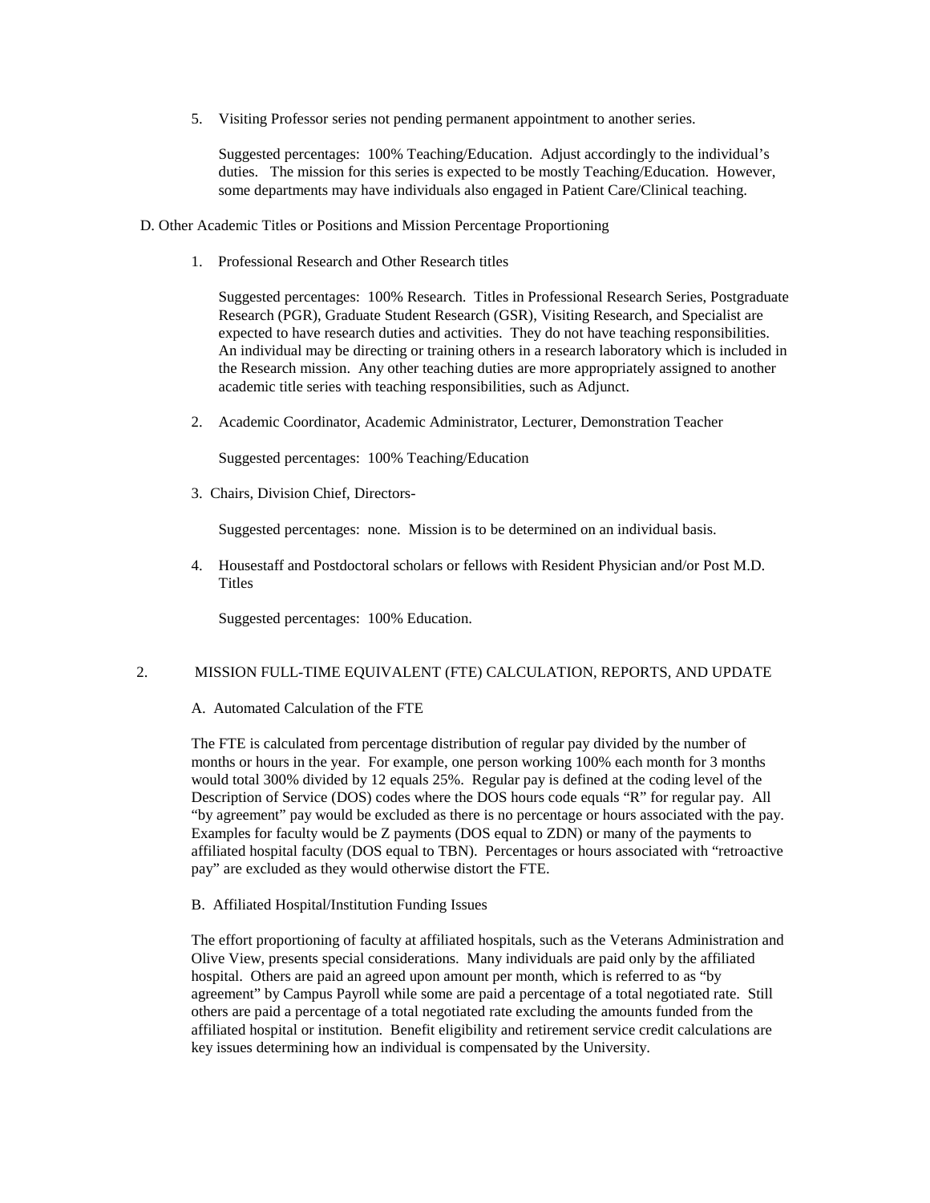5. Visiting Professor series not pending permanent appointment to another series.

   Suggested percentages: 100% Teaching/Education. Adjust accordingly to the individual's duties. The mission for this series is expected to be mostly Teaching/Education. However, some departments may have individuals also engaged in Patient Care/Clinical teaching.

D. Other Academic Titles or Positions and Mission Percentage Proportioning

1. Professional Research and Other Research titles

   Suggested percentages: 100% Research. Titles in Professional Research Series, Postgraduate Research (PGR), Graduate Student Research (GSR), Visiting Research, and Specialist are expected to have research duties and activities. They do not have teaching responsibilities. An individual may be directing or training others in a research laboratory which is included in the Research mission. Any other teaching duties are more appropriately assigned to another academic title series with teaching responsibilities, such as Adjunct.

2. Academic Coordinator, Academic Administrator, Lecturer, Demonstration Teacher

   Suggested percentages: 100% Teaching/Education

3. Chairs, Division Chief, Directors-

   Suggested percentages: none. Mission is to be determined on an individual basis.

4. Housestaff and Postdoctoral scholars or fellows with Resident Physician and/or Post M.D. Titles

   Suggested percentages: 100% Education.

## 2. MISSION FULL-TIME EQUIVALENT (FTE) CALCULATION, REPORTS, AND UPDATE

### A. Automated Calculation of the FTE

The FTE is calculated from percentage distribution of regular pay divided by the number of months or hours in the year. For example, one person working 100% each month for 3 months would total 300% divided by 12 equals 25%. Regular pay is defined at the coding level of the Description of Service (DOS) codes where the DOS hours code equals "R" for regular pay. All "by agreement" pay would be excluded as there is no percentage or hours associated with the pay. Examples for faculty would be Z payments (DOS equal to ZDN) or many of the payments to affiliated hospital faculty (DOS equal to TBN). Percentages or hours associated with "retroactive pay" are excluded as they would otherwise distort the FTE.

### B. Affiliated Hospital/Institution Funding Issues

The effort proportioning of faculty at affiliated hospitals, such as the Veterans Administration and Olive View, presents special considerations. Many individuals are paid only by the affiliated hospital. Others are paid an agreed upon amount per month, which is referred to as "by agreement" by Campus Payroll while some are paid a percentage of a total negotiated rate. Still others are paid a percentage of a total negotiated rate excluding the amounts funded from the affiliated hospital or institution. Benefit eligibility and retirement service credit calculations are key issues determining how an individual is compensated by the University.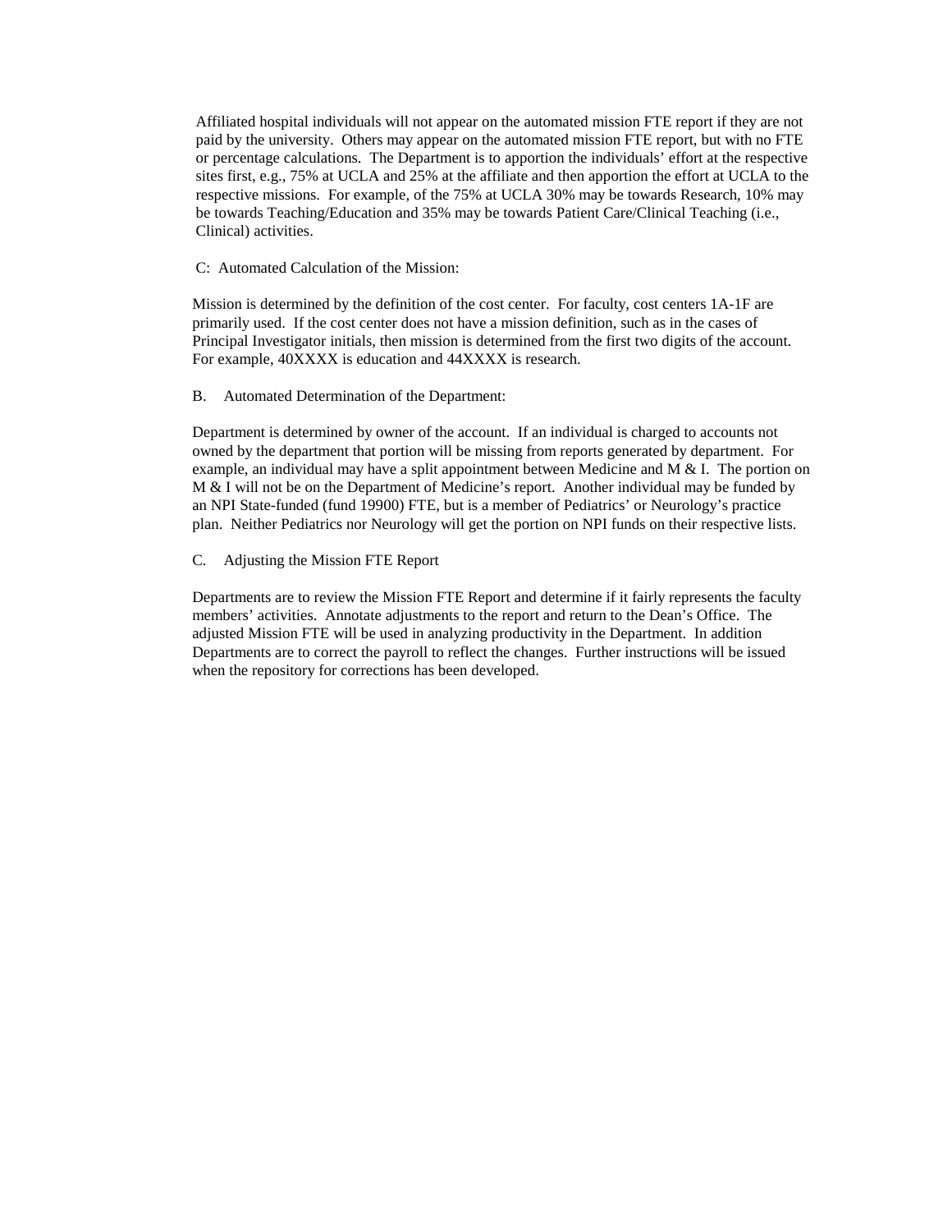Affiliated hospital individuals will not appear on the automated mission FTE report if they are not paid by the university. Others may appear on the automated mission FTE report, but with no FTE or percentage calculations. The Department is to apportion the individuals' effort at the respective sites first, e.g., 75% at UCLA and 25% at the affiliate and then apportion the effort at UCLA to the respective missions. For example, of the 75% at UCLA 30% may be towards Research, 10% may be towards Teaching/Education and 35% may be towards Patient Care/Clinical Teaching (i.e., Clinical) activities.

C: Automated Calculation of the Mission:

Mission is determined by the definition of the cost center. For faculty, cost centers 1A-1F are primarily used. If the cost center does not have a mission definition, such as in the cases of Principal Investigator initials, then mission is determined from the first two digits of the account. For example, 40XXXX is education and 44XXXX is research.

B. Automated Determination of the Department:

Department is determined by owner of the account. If an individual is charged to accounts not owned by the department that portion will be missing from reports generated by department. For example, an individual may have a split appointment between Medicine and M & I. The portion on M & I will not be on the Department of Medicine's report. Another individual may be funded by an NPI State-funded (fund 19900) FTE, but is a member of Pediatrics' or Neurology's practice plan. Neither Pediatrics nor Neurology will get the portion on NPI funds on their respective lists.

C. Adjusting the Mission FTE Report

Departments are to review the Mission FTE Report and determine if it fairly represents the faculty members' activities. Annotate adjustments to the report and return to the Dean's Office. The adjusted Mission FTE will be used in analyzing productivity in the Department. In addition Departments are to correct the payroll to reflect the changes. Further instructions will be issued when the repository for corrections has been developed.